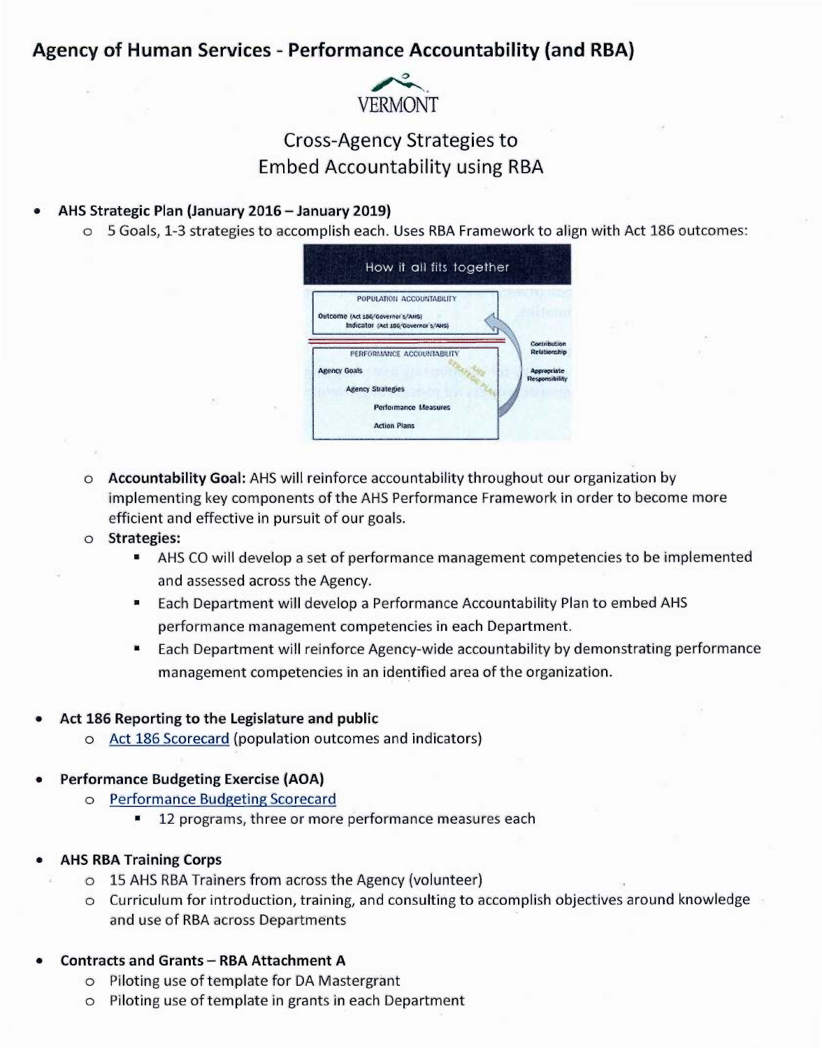## Agency of Human Services - Performance Accountability (and RBA)

VERMONT

### Cross-Agency Strategies to Embed Accountability using RBA

- **AHS Strategic Plan (January 2016 – January 2019)**
  - 5 Goals, 1-3 strategies to accomplish each. Uses RBA Framework to align with Act 186 outcomes:

    How it all fits together

    POPULATION ACCOUNTABILITY
    Outcome (Act 186/Governor's/AHS)
    Indicator (Act 186/Governor's/AHS)

    PERFORMANCE ACCOUNTABILITY
    Agency Goals
    Agency Strategies
    Performance Measures
    Action Plans

    AHS STRATEGIC PLAN

    Contribution Relationship
    Appropriate Responsibility

  - **Accountability Goal:** AHS will reinforce accountability throughout our organization by implementing key components of the AHS Performance Framework in order to become more efficient and effective in pursuit of our goals.
  - **Strategies:**
    - AHS CO will develop a set of performance management competencies to be implemented and assessed across the Agency.
    - Each Department will develop a Performance Accountability Plan to embed AHS performance management competencies in each Department.
    - Each Department will reinforce Agency-wide accountability by demonstrating performance management competencies in an identified area of the organization.

- **Act 186 Reporting to the Legislature and public**
  - Act 186 Scorecard (population outcomes and indicators)

- **Performance Budgeting Exercise (AOA)**
  - Performance Budgeting Scorecard
    - 12 programs, three or more performance measures each

- **AHS RBA Training Corps**
  - 15 AHS RBA Trainers from across the Agency (volunteer)
  - Curriculum for introduction, training, and consulting to accomplish objectives around knowledge and use of RBA across Departments

- **Contracts and Grants – RBA Attachment A**
  - Piloting use of template for DA Mastergrant
  - Piloting use of template in grants in each Department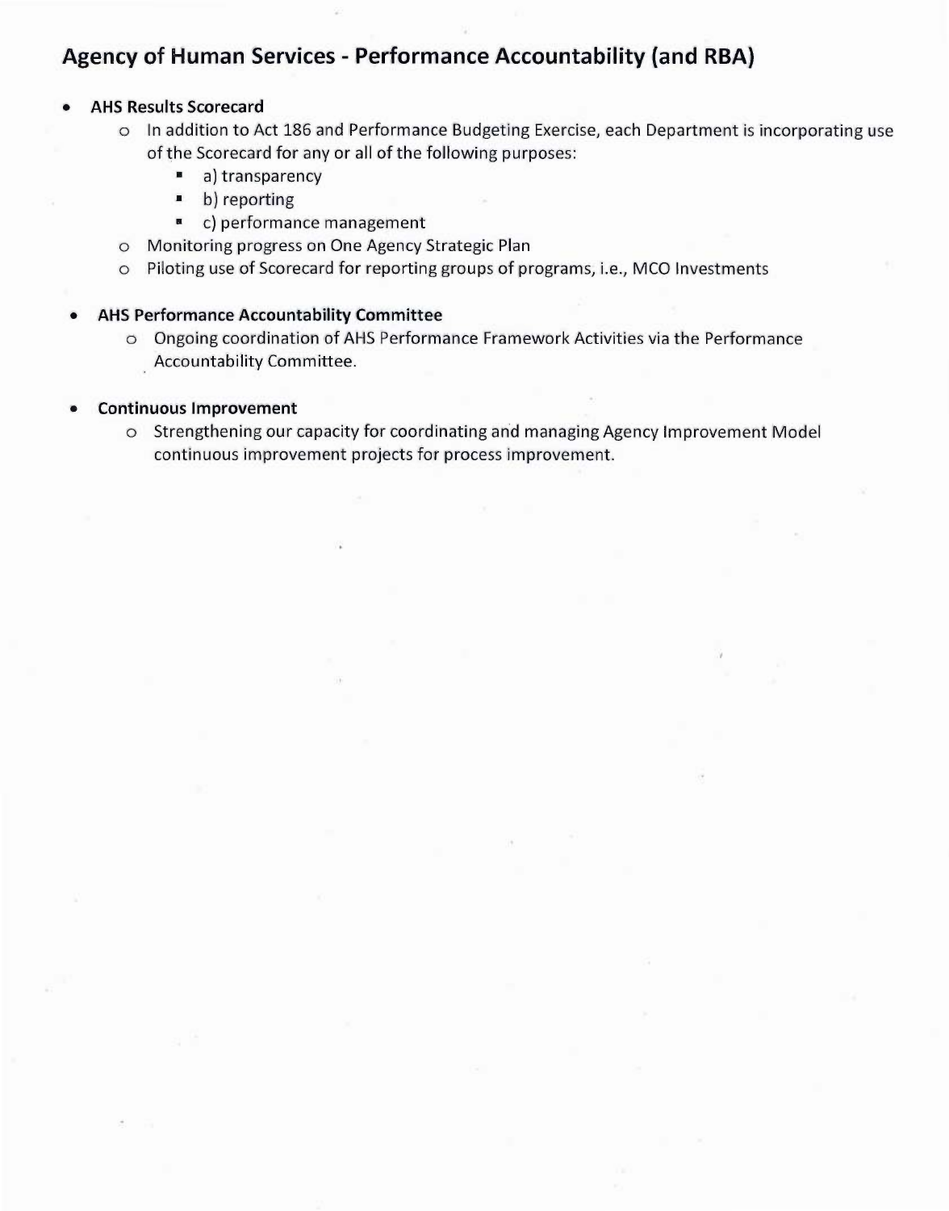## Agency of Human Services - Performance Accountability (and RBA)

- **AHS Results Scorecard**
  - In addition to Act 186 and Performance Budgeting Exercise, each Department is incorporating use of the Scorecard for any or all of the following purposes:
    - a) transparency
    - b) reporting
    - c) performance management
  - Monitoring progress on One Agency Strategic Plan
  - Piloting use of Scorecard for reporting groups of programs, i.e., MCO Investments

- **AHS Performance Accountability Committee**
  - Ongoing coordination of AHS Performance Framework Activities via the Performance Accountability Committee.

- **Continuous Improvement**
  - Strengthening our capacity for coordinating and managing Agency Improvement Model continuous improvement projects for process improvement.